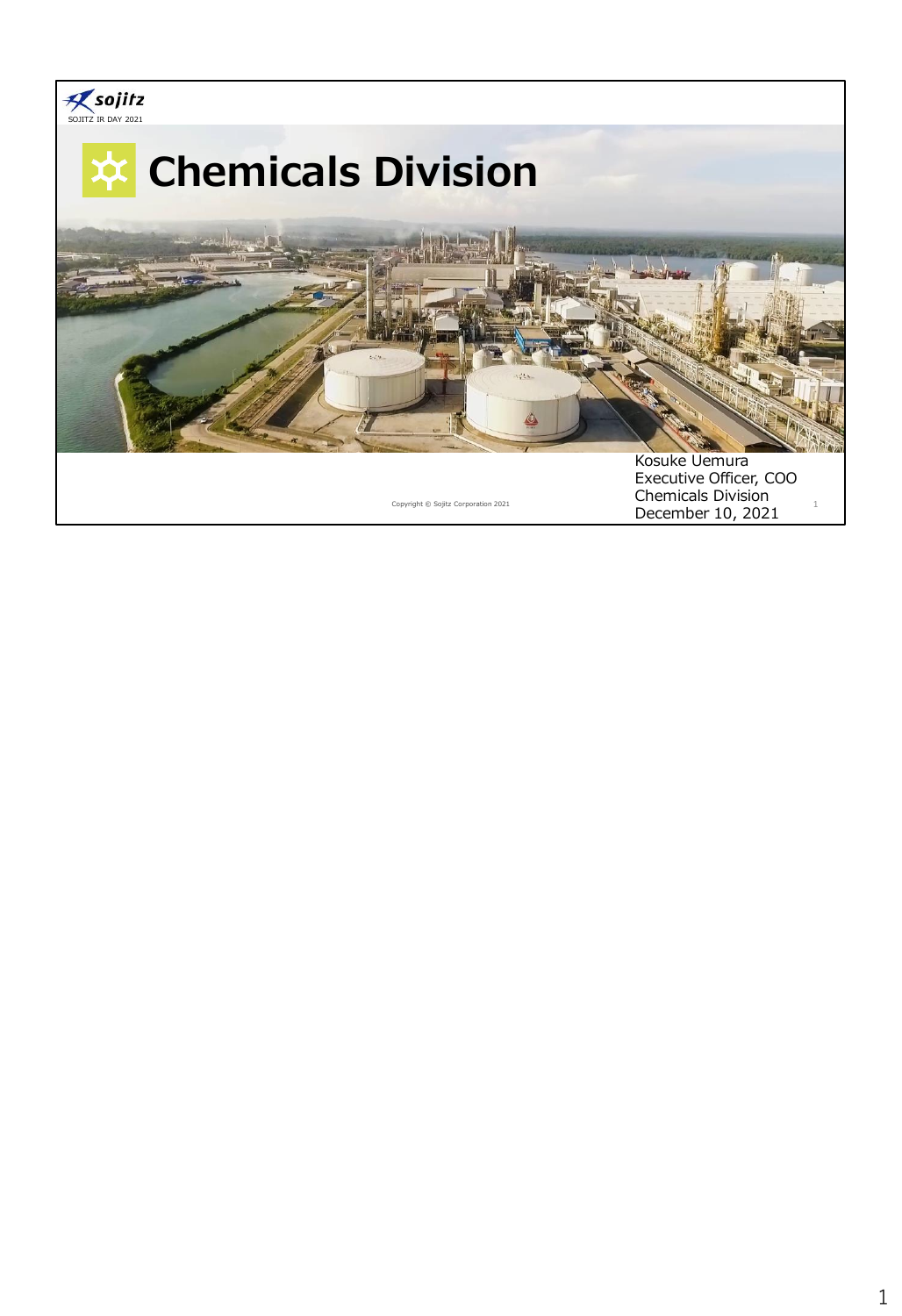# Chemicals Division

Kosuke Uemura
Executive Officer, COO
Chemicals Division
December 10, 2021

Copyright © Sojitz Corporation 2021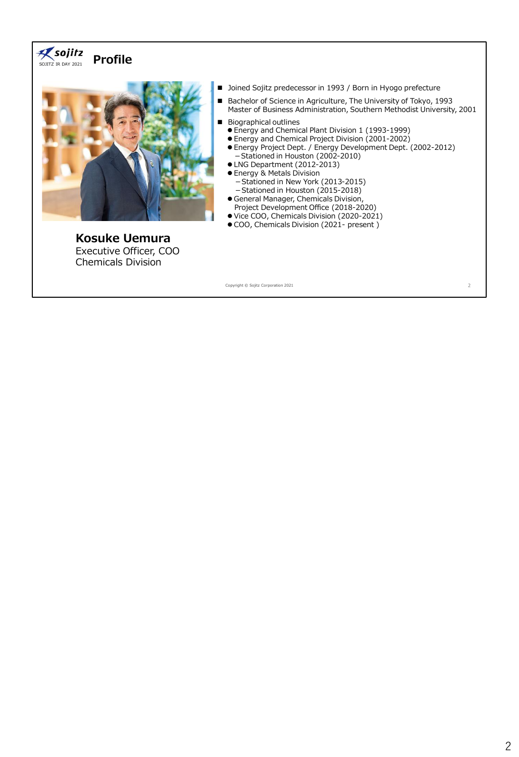# Profile

**Kosuke Uemura**
Executive Officer, COO
Chemicals Division

- Joined Sojitz predecessor in 1993 / Born in Hyogo prefecture
- Bachelor of Science in Agriculture, The University of Tokyo, 1993
  Master of Business Administration, Southern Methodist University, 2001
- Biographical outlines
  - Energy and Chemical Plant Division 1 (1993-1999)
  - Energy and Chemical Project Division (2001-2002)
  - Energy Project Dept. / Energy Development Dept. (2002-2012)
    - Stationed in Houston (2002-2010)
  - LNG Department (2012-2013)
  - Energy & Metals Division
    - Stationed in New York (2013-2015)
    - Stationed in Houston (2015-2018)
  - General Manager, Chemicals Division, Project Development Office (2018-2020)
  - Vice COO, Chemicals Division (2020-2021)
  - COO, Chemicals Division (2021- present )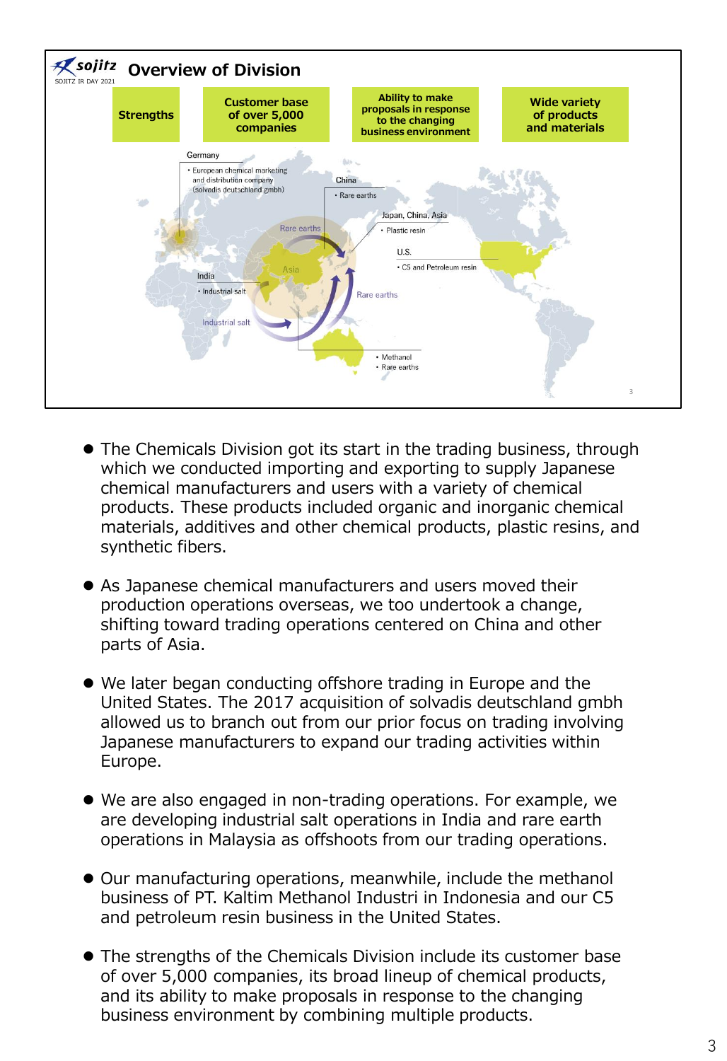## Overview of Division

| Strengths | Customer base of over 5,000 companies | Ability to make proposals in response to the changing business environment | Wide variety of products and materials |
|---|---|---|---|

Germany
- European chemical marketing and distribution company (solvadis deutschland gmbh)

China
- Rare earths

Japan, China, Asia
- Plastic resin

U.S.
- C5 and Petroleum resin

India
- Industrial salt

- Methanol
- Rare earths

Rare earths

Asia

Rare earths

Industrial salt

- The Chemicals Division got its start in the trading business, through which we conducted importing and exporting to supply Japanese chemical manufacturers and users with a variety of chemical products. These products included organic and inorganic chemical materials, additives and other chemical products, plastic resins, and synthetic fibers.
- As Japanese chemical manufacturers and users moved their production operations overseas, we too undertook a change, shifting toward trading operations centered on China and other parts of Asia.
- We later began conducting offshore trading in Europe and the United States. The 2017 acquisition of solvadis deutschland gmbh allowed us to branch out from our prior focus on trading involving Japanese manufacturers to expand our trading activities within Europe.
- We are also engaged in non-trading operations. For example, we are developing industrial salt operations in India and rare earth operations in Malaysia as offshoots from our trading operations.
- Our manufacturing operations, meanwhile, include the methanol business of PT. Kaltim Methanol Industri in Indonesia and our C5 and petroleum resin business in the United States.
- The strengths of the Chemicals Division include its customer base of over 5,000 companies, its broad lineup of chemical products, and its ability to make proposals in response to the changing business environment by combining multiple products.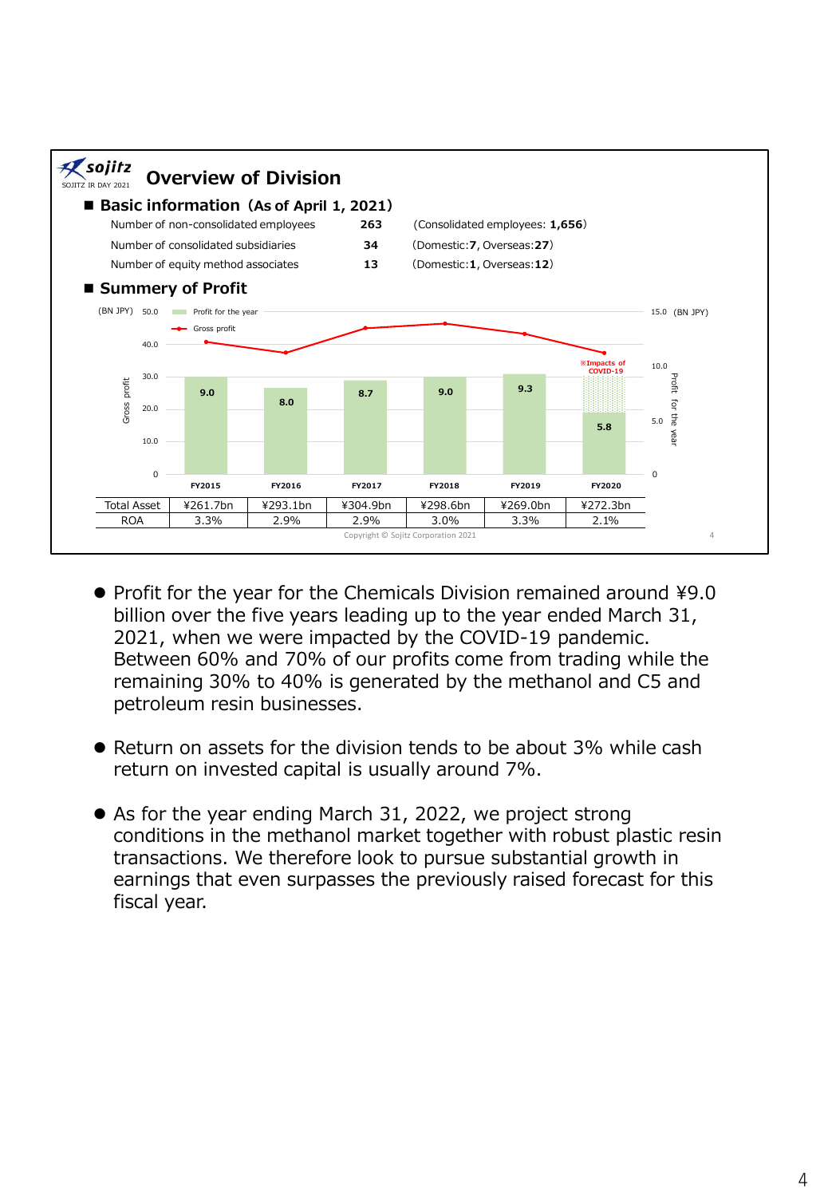## Overview of Division

### ■ Basic information（As of April 1, 2021）

| | | |
|---|---|---|
| Number of non-consolidated employees | **263** | (Consolidated employees: **1,656**) |
| Number of consolidated subsidiaries | **34** | (Domestic:**7**, Overseas:**27**) |
| Number of equity method associates | **13** | (Domestic:**1**, Overseas:**12**) |

### ■ Summery of Profit

(BN JPY)

| | FY2015 | FY2016 | FY2017 | FY2018 | FY2019 | FY2020 |
|---|---|---|---|---|---|---|
| Profit for the year | 9.0 | 8.0 | 8.7 | 9.0 | 9.3 | 5.8 ※Impacts of COVID-19 |
| Total Asset | ¥261.7bn | ¥293.1bn | ¥304.9bn | ¥298.6bn | ¥269.0bn | ¥272.3bn |
| ROA | 3.3% | 2.9% | 2.9% | 3.0% | 3.3% | 2.1% |

Copyright © Sojitz Corporation 2021

- Profit for the year for the Chemicals Division remained around ¥9.0 billion over the five years leading up to the year ended March 31, 2021, when we were impacted by the COVID-19 pandemic. Between 60% and 70% of our profits come from trading while the remaining 30% to 40% is generated by the methanol and C5 and petroleum resin businesses.

- Return on assets for the division tends to be about 3% while cash return on invested capital is usually around 7%.

- As for the year ending March 31, 2022, we project strong conditions in the methanol market together with robust plastic resin transactions. We therefore look to pursue substantial growth in earnings that even surpasses the previously raised forecast for this fiscal year.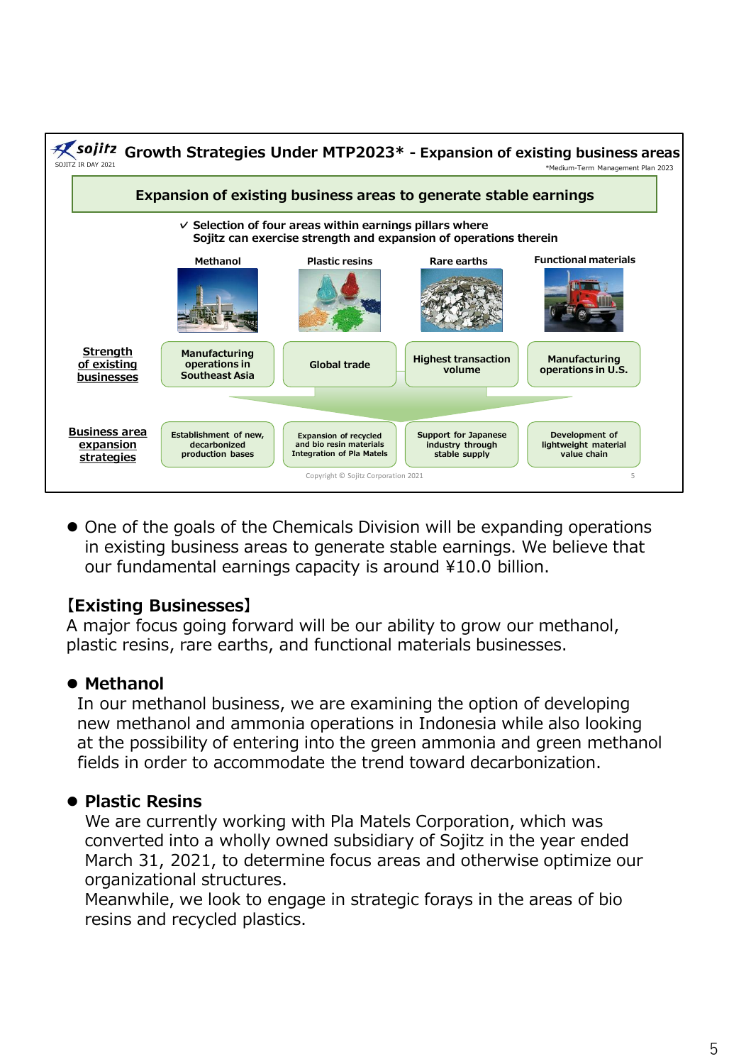## Growth Strategies Under MTP2023* - Expansion of existing business areas

SOJITZ IR DAY 2021

*Medium-Term Management Plan 2023

**Expansion of existing business areas to generate stable earnings**

✓ Selection of four areas within earnings pillars where Sojitz can exercise strength and expansion of operations therein

| | Methanol | Plastic resins | Rare earths | Functional materials |
|---|---|---|---|---|
| **Strength of existing businesses** | Manufacturing operations in Southeast Asia | Global trade | Highest transaction volume | Manufacturing operations in U.S. |
| **Business area expansion strategies** | Establishment of new, decarbonized production bases | Expansion of recycled and bio resin materials Integration of Pla Matels | Support for Japanese industry through stable supply | Development of lightweight material value chain |

Copyright © Sojitz Corporation 2021

- One of the goals of the Chemicals Division will be expanding operations in existing business areas to generate stable earnings. We believe that our fundamental earnings capacity is around ¥10.0 billion.

### 【Existing Businesses】

A major focus going forward will be our ability to grow our methanol, plastic resins, rare earths, and functional materials businesses.

- **Methanol**

  In our methanol business, we are examining the option of developing new methanol and ammonia operations in Indonesia while also looking at the possibility of entering into the green ammonia and green methanol fields in order to accommodate the trend toward decarbonization.

- **Plastic Resins**

  We are currently working with Pla Matels Corporation, which was converted into a wholly owned subsidiary of Sojitz in the year ended March 31, 2021, to determine focus areas and otherwise optimize our organizational structures.

  Meanwhile, we look to engage in strategic forays in the areas of bio resins and recycled plastics.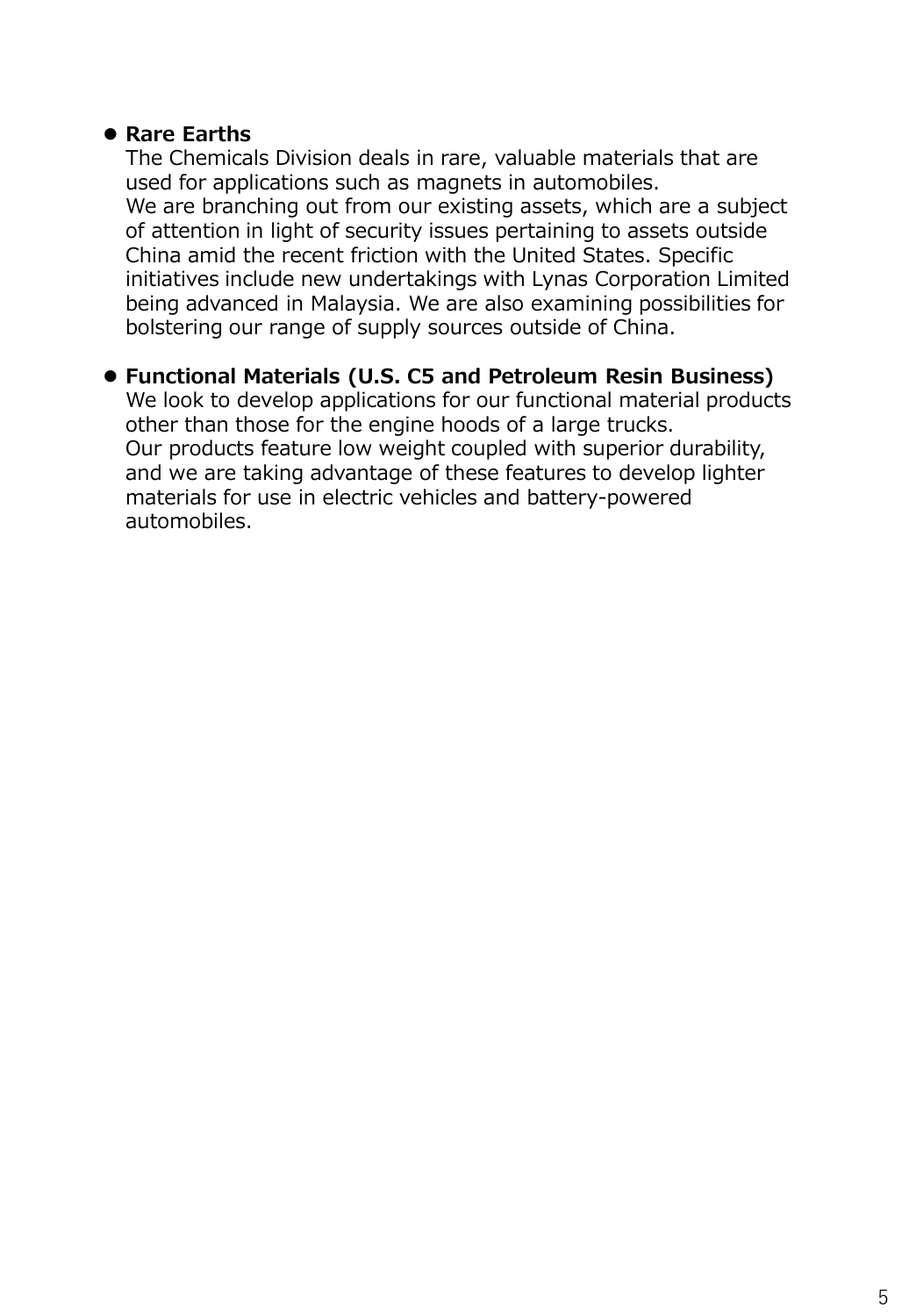- **Rare Earths**
  The Chemicals Division deals in rare, valuable materials that are used for applications such as magnets in automobiles.
  We are branching out from our existing assets, which are a subject of attention in light of security issues pertaining to assets outside China amid the recent friction with the United States. Specific initiatives include new undertakings with Lynas Corporation Limited being advanced in Malaysia. We are also examining possibilities for bolstering our range of supply sources outside of China.

- **Functional Materials (U.S. C5 and Petroleum Resin Business)**
  We look to develop applications for our functional material products other than those for the engine hoods of a large trucks.
  Our products feature low weight coupled with superior durability, and we are taking advantage of these features to develop lighter materials for use in electric vehicles and battery-powered automobiles.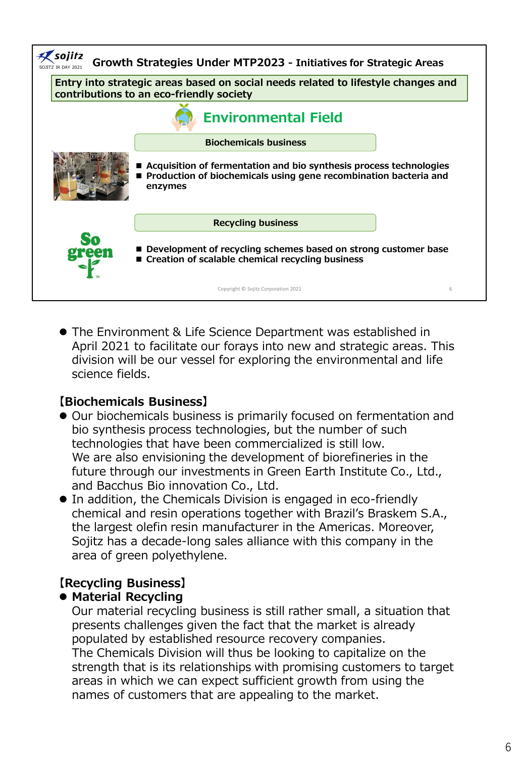## Growth Strategies Under MTP2023 - Initiatives for Strategic Areas

**Entry into strategic areas based on social needs related to lifestyle changes and contributions to an eco-friendly society**

### Environmental Field

**Biochemicals business**

- Acquisition of fermentation and bio synthesis process technologies
- Production of biochemicals using gene recombination bacteria and enzymes

**Recycling business**

So green

- Development of recycling schemes based on strong customer base
- Creation of scalable chemical recycling business

Copyright © Sojitz Corporation 2021

---

- The Environment & Life Science Department was established in April 2021 to facilitate our forays into new and strategic areas. This division will be our vessel for exploring the environmental and life science fields.

**【Biochemicals Business】**

- Our biochemicals business is primarily focused on fermentation and bio synthesis process technologies, but the number of such technologies that have been commercialized is still low.
  We are also envisioning the development of biorefineries in the future through our investments in Green Earth Institute Co., Ltd., and Bacchus Bio innovation Co., Ltd.
- In addition, the Chemicals Division is engaged in eco-friendly chemical and resin operations together with Brazil's Braskem S.A., the largest olefin resin manufacturer in the Americas. Moreover, Sojitz has a decade-long sales alliance with this company in the area of green polyethylene.

**【Recycling Business】**

- **Material Recycling**
  Our material recycling business is still rather small, a situation that presents challenges given the fact that the market is already populated by established resource recovery companies.
  The Chemicals Division will thus be looking to capitalize on the strength that is its relationships with promising customers to target areas in which we can expect sufficient growth from using the names of customers that are appealing to the market.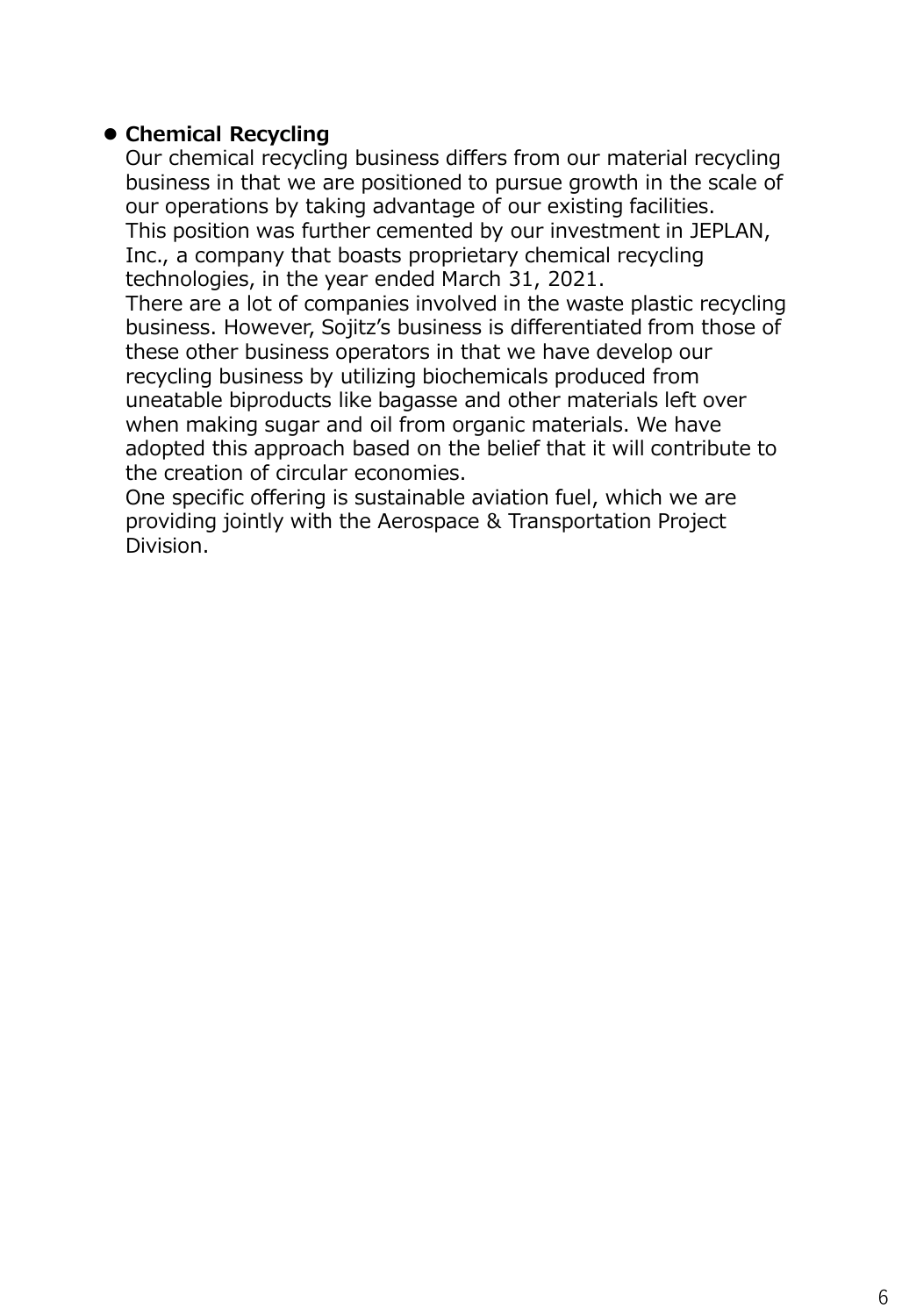- **Chemical Recycling**

  Our chemical recycling business differs from our material recycling business in that we are positioned to pursue growth in the scale of our operations by taking advantage of our existing facilities.
  This position was further cemented by our investment in JEPLAN, Inc., a company that boasts proprietary chemical recycling technologies, in the year ended March 31, 2021.
  There are a lot of companies involved in the waste plastic recycling business. However, Sojitz's business is differentiated from those of these other business operators in that we have develop our recycling business by utilizing biochemicals produced from uneatable biproducts like bagasse and other materials left over when making sugar and oil from organic materials. We have adopted this approach based on the belief that it will contribute to the creation of circular economies.
  One specific offering is sustainable aviation fuel, which we are providing jointly with the Aerospace & Transportation Project Division.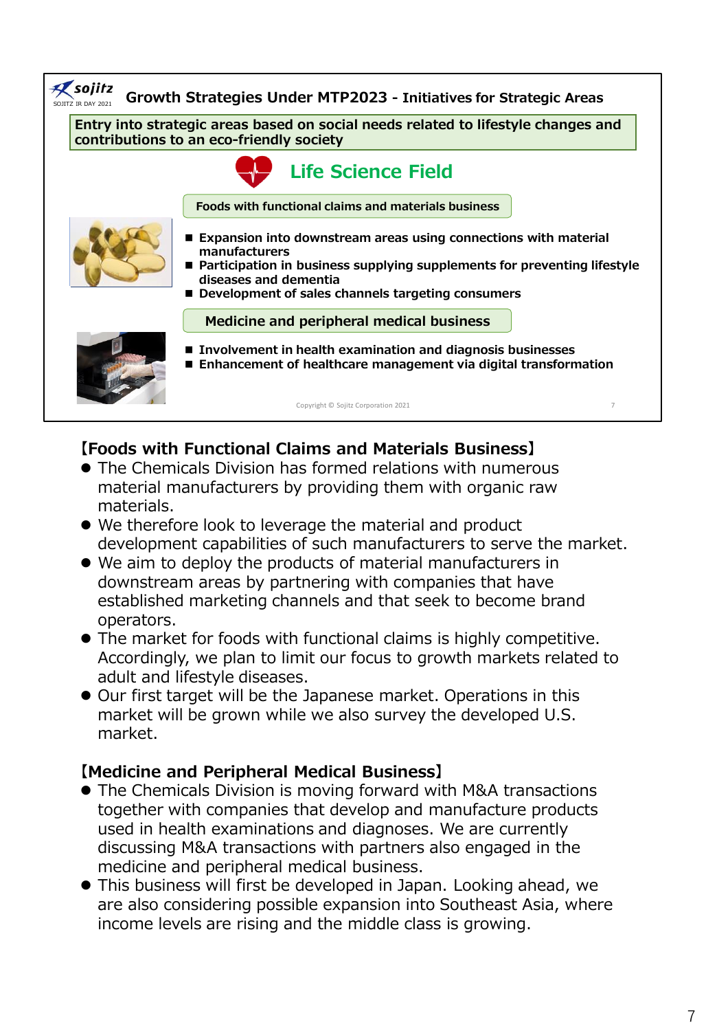## Growth Strategies Under MTP2023 - Initiatives for Strategic Areas

**Entry into strategic areas based on social needs related to lifestyle changes and contributions to an eco-friendly society**

### Life Science Field

**Foods with functional claims and materials business**

- Expansion into downstream areas using connections with material manufacturers
- Participation in business supplying supplements for preventing lifestyle diseases and dementia
- Development of sales channels targeting consumers

**Medicine and peripheral medical business**

- Involvement in health examination and diagnosis businesses
- Enhancement of healthcare management via digital transformation

Copyright © Sojitz Corporation 2021

### 【Foods with Functional Claims and Materials Business】

- The Chemicals Division has formed relations with numerous material manufacturers by providing them with organic raw materials.
- We therefore look to leverage the material and product development capabilities of such manufacturers to serve the market.
- We aim to deploy the products of material manufacturers in downstream areas by partnering with companies that have established marketing channels and that seek to become brand operators.
- The market for foods with functional claims is highly competitive. Accordingly, we plan to limit our focus to growth markets related to adult and lifestyle diseases.
- Our first target will be the Japanese market. Operations in this market will be grown while we also survey the developed U.S. market.

### 【Medicine and Peripheral Medical Business】

- The Chemicals Division is moving forward with M&A transactions together with companies that develop and manufacture products used in health examinations and diagnoses. We are currently discussing M&A transactions with partners also engaged in the medicine and peripheral medical business.
- This business will first be developed in Japan. Looking ahead, we are also considering possible expansion into Southeast Asia, where income levels are rising and the middle class is growing.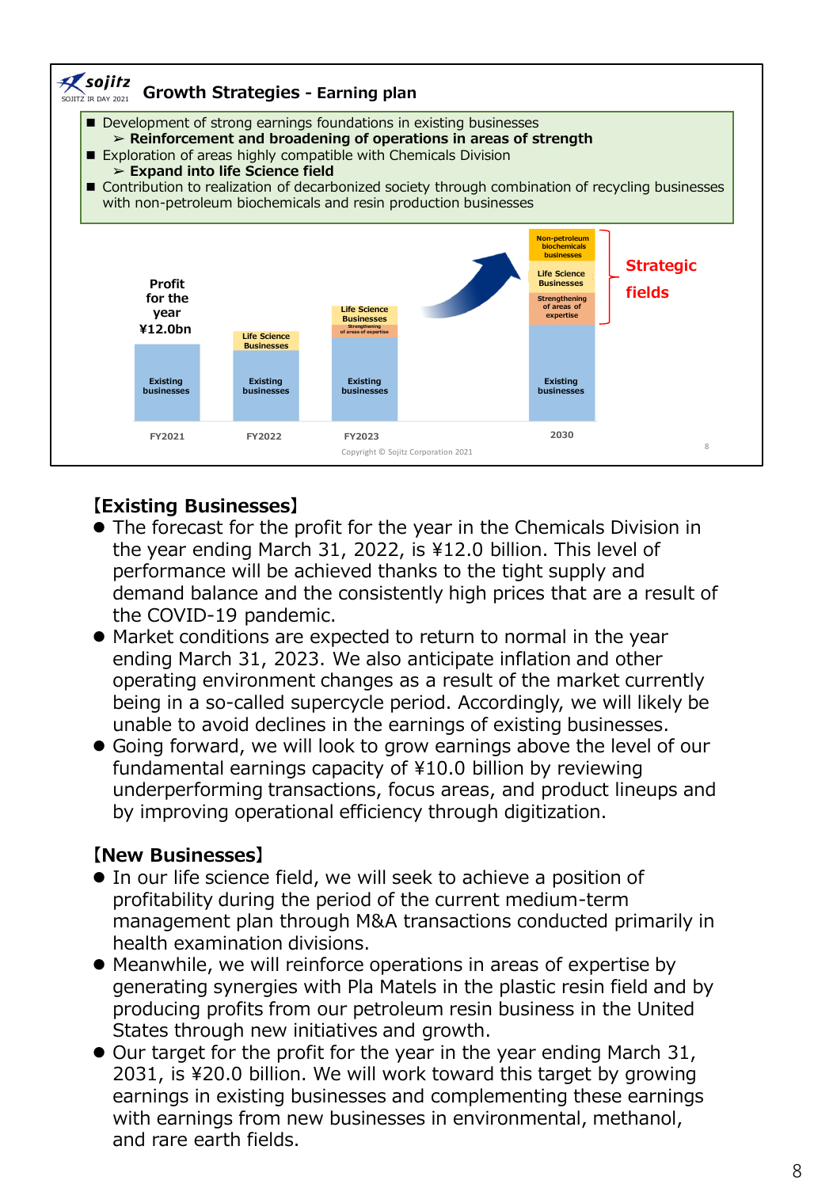## Growth Strategies - Earning plan

- Development of strong earnings foundations in existing businesses
  - ➢ **Reinforcement and broadening of operations in areas of strength**
- Exploration of areas highly compatible with Chemicals Division
  - ➢ **Expand into life Science field**
- Contribution to realization of decarbonized society through combination of recycling businesses with non-petroleum biochemicals and resin production businesses

Profit for the year ¥12.0bn

| FY2021 | FY2022 | FY2023 | 2030 |
|---|---|---|---|
| Existing businesses | Existing businesses + Life Science Businesses | Existing businesses + Strengthening of areas of expertise + Life Science Businesses | Existing businesses + Strengthening of areas of expertise + Life Science Businesses + Non-petroleum biochemicals businesses |

Strategic fields: Non-petroleum biochemicals businesses, Life Science Businesses, Strengthening of areas of expertise

Copyright © Sojitz Corporation 2021

**【Existing Businesses】**

- The forecast for the profit for the year in the Chemicals Division in the year ending March 31, 2022, is ¥12.0 billion. This level of performance will be achieved thanks to the tight supply and demand balance and the consistently high prices that are a result of the COVID-19 pandemic.
- Market conditions are expected to return to normal in the year ending March 31, 2023. We also anticipate inflation and other operating environment changes as a result of the market currently being in a so-called supercycle period. Accordingly, we will likely be unable to avoid declines in the earnings of existing businesses.
- Going forward, we will look to grow earnings above the level of our fundamental earnings capacity of ¥10.0 billion by reviewing underperforming transactions, focus areas, and product lineups and by improving operational efficiency through digitization.

**【New Businesses】**

- In our life science field, we will seek to achieve a position of profitability during the period of the current medium-term management plan through M&A transactions conducted primarily in health examination divisions.
- Meanwhile, we will reinforce operations in areas of expertise by generating synergies with Pla Matels in the plastic resin field and by producing profits from our petroleum resin business in the United States through new initiatives and growth.
- Our target for the profit for the year in the year ending March 31, 2031, is ¥20.0 billion. We will work toward this target by growing earnings in existing businesses and complementing these earnings with earnings from new businesses in environmental, methanol, and rare earth fields.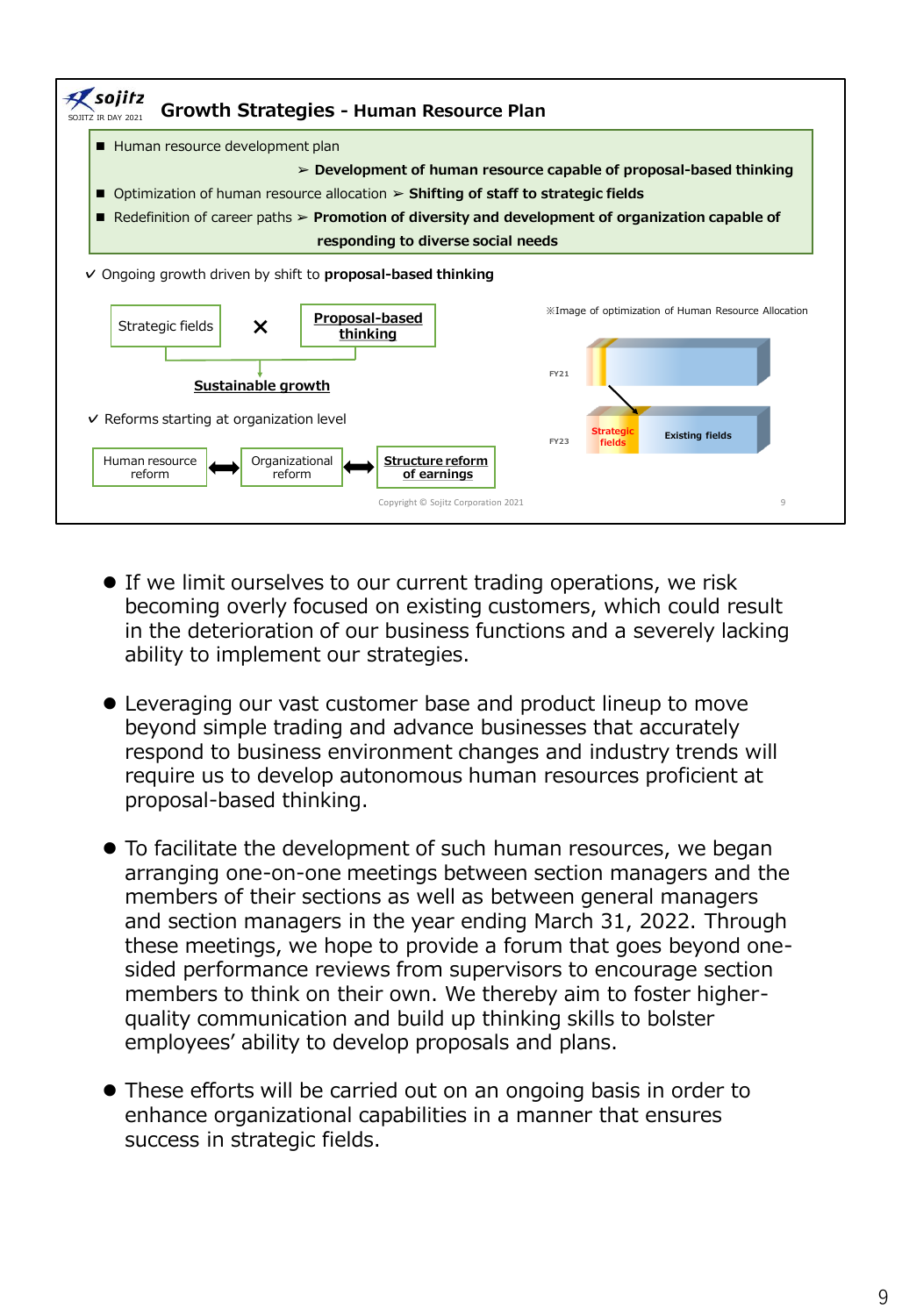## Growth Strategies - Human Resource Plan

- Human resource development plan
  ➢ **Development of human resource capable of proposal-based thinking**
- Optimization of human resource allocation ➢ **Shifting of staff to strategic fields**
- Redefinition of career paths ➢ **Promotion of diversity and development of organization capable of responding to diverse social needs**

✓ Ongoing growth driven by shift to **proposal-based thinking**

Strategic fields × **Proposal-based thinking** → **Sustainable growth**

✓ Reforms starting at organization level

Human resource reform ⟷ Organizational reform ⟷ **Structure reform of earnings**

※Image of optimization of Human Resource Allocation

FY21

FY23: Strategic fields | Existing fields

Copyright © Sojitz Corporation 2021

- If we limit ourselves to our current trading operations, we risk becoming overly focused on existing customers, which could result in the deterioration of our business functions and a severely lacking ability to implement our strategies.
- Leveraging our vast customer base and product lineup to move beyond simple trading and advance businesses that accurately respond to business environment changes and industry trends will require us to develop autonomous human resources proficient at proposal-based thinking.
- To facilitate the development of such human resources, we began arranging one-on-one meetings between section managers and the members of their sections as well as between general managers and section managers in the year ending March 31, 2022. Through these meetings, we hope to provide a forum that goes beyond one-sided performance reviews from supervisors to encourage section members to think on their own. We thereby aim to foster higher-quality communication and build up thinking skills to bolster employees' ability to develop proposals and plans.
- These efforts will be carried out on an ongoing basis in order to enhance organizational capabilities in a manner that ensures success in strategic fields.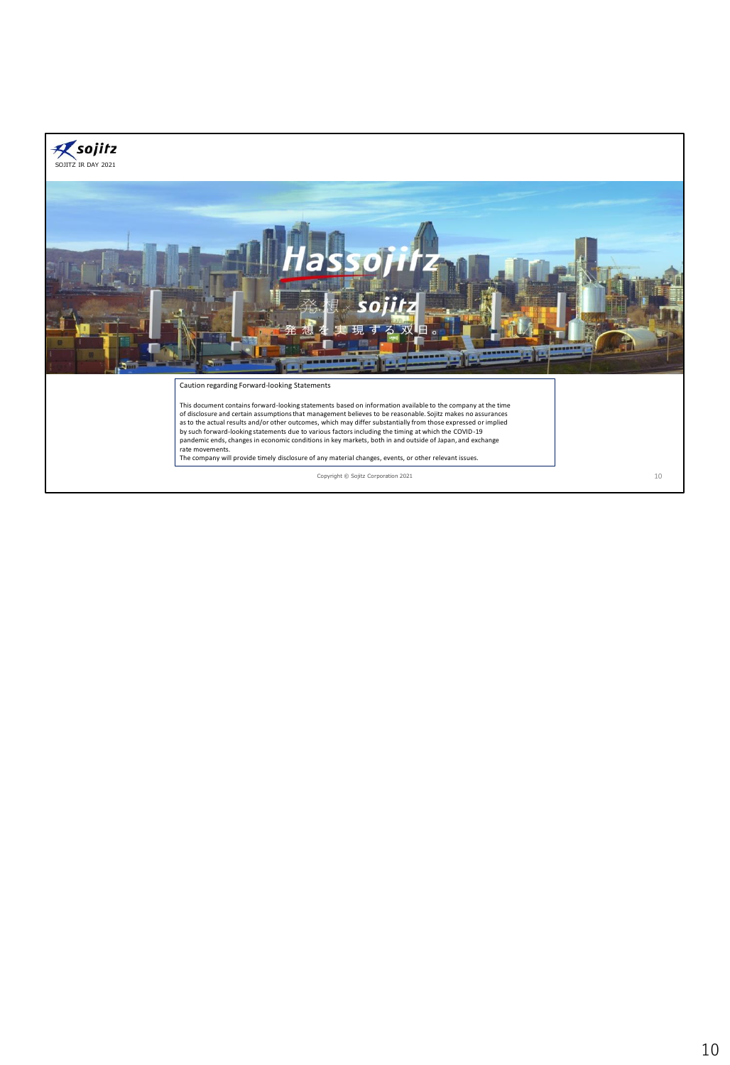sojitz

SOJITZ IR DAY 2021

Hassojitz

発想 × sojitz

発想を実現する双日。

Caution regarding Forward-looking Statements

This document contains forward-looking statements based on information available to the company at the time of disclosure and certain assumptions that management believes to be reasonable. Sojitz makes no assurances as to the actual results and/or other outcomes, which may differ substantially from those expressed or implied by such forward-looking statements due to various factors including the timing at which the COVID-19 pandemic ends, changes in economic conditions in key markets, both in and outside of Japan, and exchange rate movements.
The company will provide timely disclosure of any material changes, events, or other relevant issues.

Copyright © Sojitz Corporation 2021